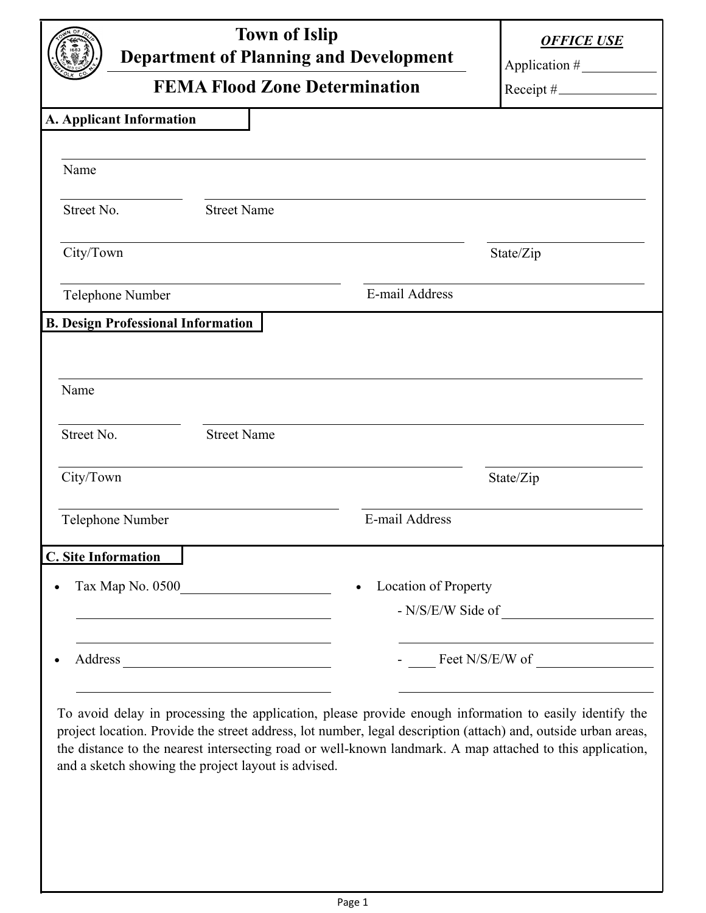# Town of Islip
## Department of Planning and Development
## FEMA Flood Zone Determination

***OFFICE USE***

Application # ___________

Receipt # ___________

### A. Applicant Information

Name ___________________________________________

Street No. ___________ Street Name ___________________________________________

City/Town ___________________________ State/Zip ___________

Telephone Number ___________________ E-mail Address ___________________

### B. Design Professional Information

Name ___________________________________________

Street No. ___________ Street Name ___________________________________________

City/Town ___________________________ State/Zip ___________

Telephone Number ___________________ E-mail Address ___________________

### C. Site Information

- Tax Map No. 0500___________________
- Address ___________________
- Location of Property
  - N/S/E/W Side of ___________________
  - ____ Feet N/S/E/W of ___________________

To avoid delay in processing the application, please provide enough information to easily identify the project location. Provide the street address, lot number, legal description (attach) and, outside urban areas, the distance to the nearest intersecting road or well-known landmark. A map attached to this application, and a sketch showing the project layout is advised.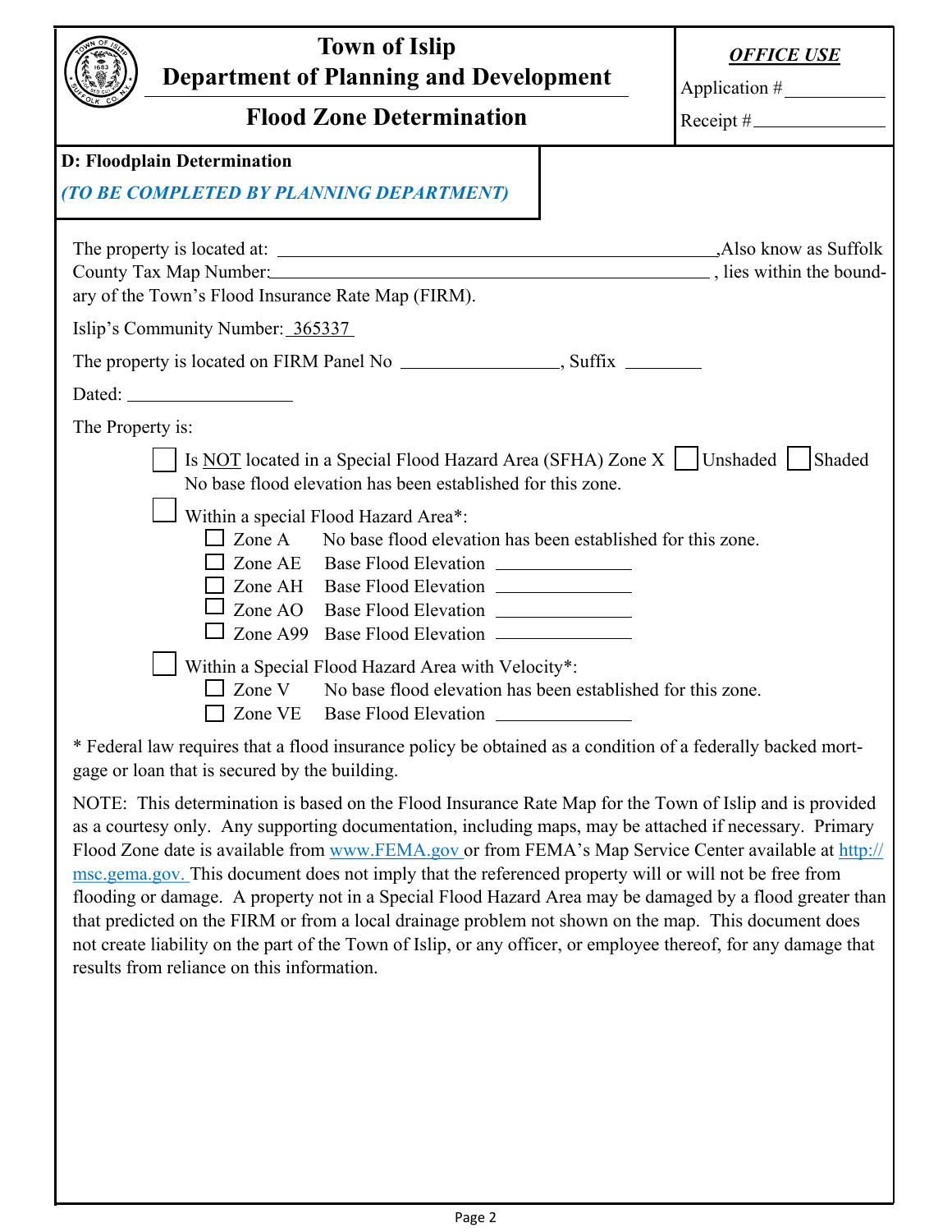# Town of Islip
## Department of Planning and Development
## Flood Zone Determination

***OFFICE USE***

Application # ___________

Receipt # ___________

**D: Floodplain Determination**

***(TO BE COMPLETED BY PLANNING DEPARTMENT)***

The property is located at: ________________________________________,Also know as Suffolk County Tax Map Number:________________________________________, lies within the boundary of the Town's Flood Insurance Rate Map (FIRM).

Islip's Community Number: 365337

The property is located on FIRM Panel No _______________, Suffix _______

Dated: _______________

The Property is:

- ☐ Is NOT located in a Special Flood Hazard Area (SFHA) Zone X ☐ Unshaded ☐ Shaded
  No base flood elevation has been established for this zone.
- ☐ Within a special Flood Hazard Area*:
  - ☐ Zone A No base flood elevation has been established for this zone.
  - ☐ Zone AE Base Flood Elevation _______________
  - ☐ Zone AH Base Flood Elevation _______________
  - ☐ Zone AO Base Flood Elevation _______________
  - ☐ Zone A99 Base Flood Elevation _______________
- ☐ Within a Special Flood Hazard Area with Velocity*:
  - ☐ Zone V No base flood elevation has been established for this zone.
  - ☐ Zone VE Base Flood Elevation _______________

* Federal law requires that a flood insurance policy be obtained as a condition of a federally backed mortgage or loan that is secured by the building.

NOTE: This determination is based on the Flood Insurance Rate Map for the Town of Islip and is provided as a courtesy only. Any supporting documentation, including maps, may be attached if necessary. Primary Flood Zone date is available from www.FEMA.gov or from FEMA's Map Service Center available at http://msc.gema.gov. This document does not imply that the referenced property will or will not be free from flooding or damage. A property not in a Special Flood Hazard Area may be damaged by a flood greater than that predicted on the FIRM or from a local drainage problem not shown on the map. This document does not create liability on the part of the Town of Islip, or any officer, or employee thereof, for any damage that results from reliance on this information.